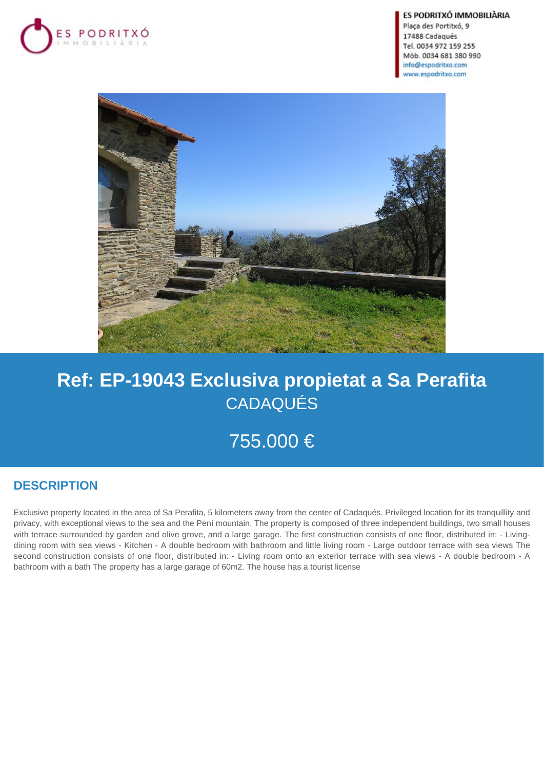ES PODRITXÓ IMMOBILIÀRIA
Plaça des Portitxó, 9
17488 Cadaqués
Tel. 0034 972 159 255
Mòb. 0034 681 380 990
info@espodritxo.com
www.espodritxo.com

# Ref: EP-19043 Exclusiva propietat a Sa Perafita

CADAQUÉS

755.000 €

## DESCRIPTION

Exclusive property located in the area of Sa Perafita, 5 kilometers away from the center of Cadaqués. Privileged location for its tranquillity and privacy, with exceptional views to the sea and the Pení mountain. The property is composed of three independent buildings, two small houses with terrace surrounded by garden and olive grove, and a large garage. The first construction consists of one floor, distributed in: - Living-dining room with sea views - Kitchen - A double bedroom with bathroom and little living room - Large outdoor terrace with sea views The second construction consists of one floor, distributed in: - Living room onto an exterior terrace with sea views - A double bedroom - A bathroom with a bath The property has a large garage of 60m2. The house has a tourist license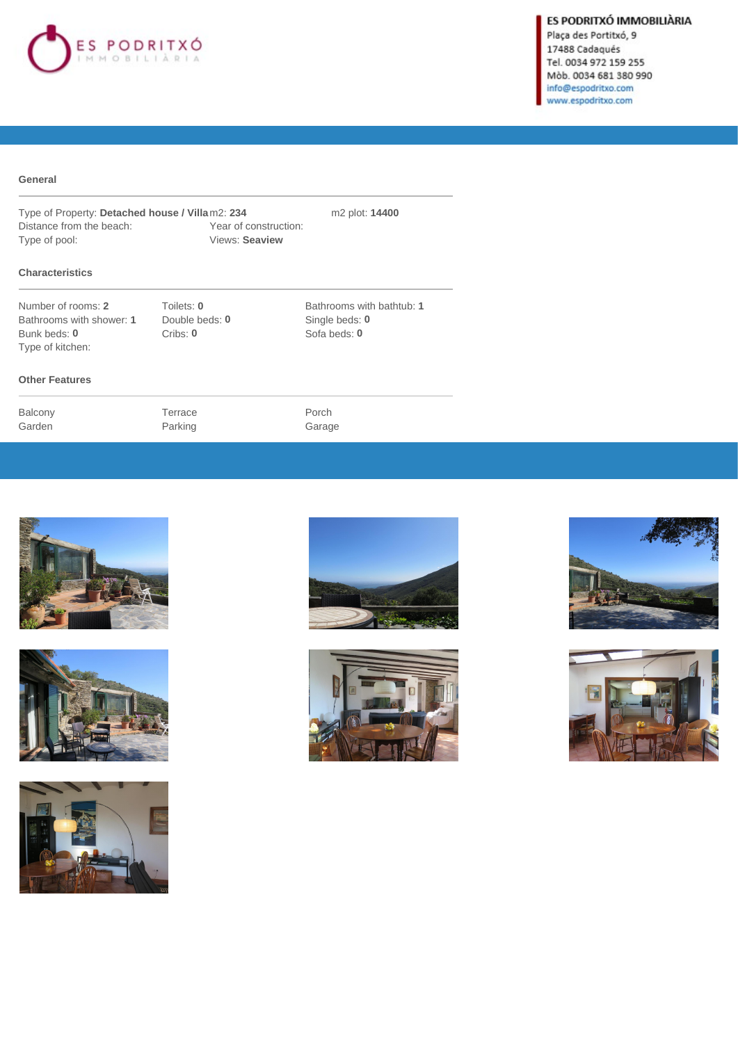**ES PODRITXÓ IMMOBILIÀRIA**
Plaça des Portitxó, 9
17488 Cadaqués
Tel. 0034 972 159 255
Mòb. 0034 681 380 990
info@espodritxo.com
www.espodritxo.com

### General

| | | |
|---|---|---|
| Type of Property: **Detached house / Villa** | m2: **234** | m2 plot: **14400** |
| Distance from the beach: | Year of construction: | |
| Type of pool: | Views: **Seaview** | |

### Characteristics

| | | |
|---|---|---|
| Number of rooms: **2** | Toilets: **0** | Bathrooms with bathtub: **1** |
| Bathrooms with shower: **1** | Double beds: **0** | Single beds: **0** |
| Bunk beds: **0** | Cribs: **0** | Sofa beds: **0** |
| Type of kitchen: | | |

### Other Features

| | | |
|---|---|---|
| Balcony | Terrace | Porch |
| Garden | Parking | Garage |